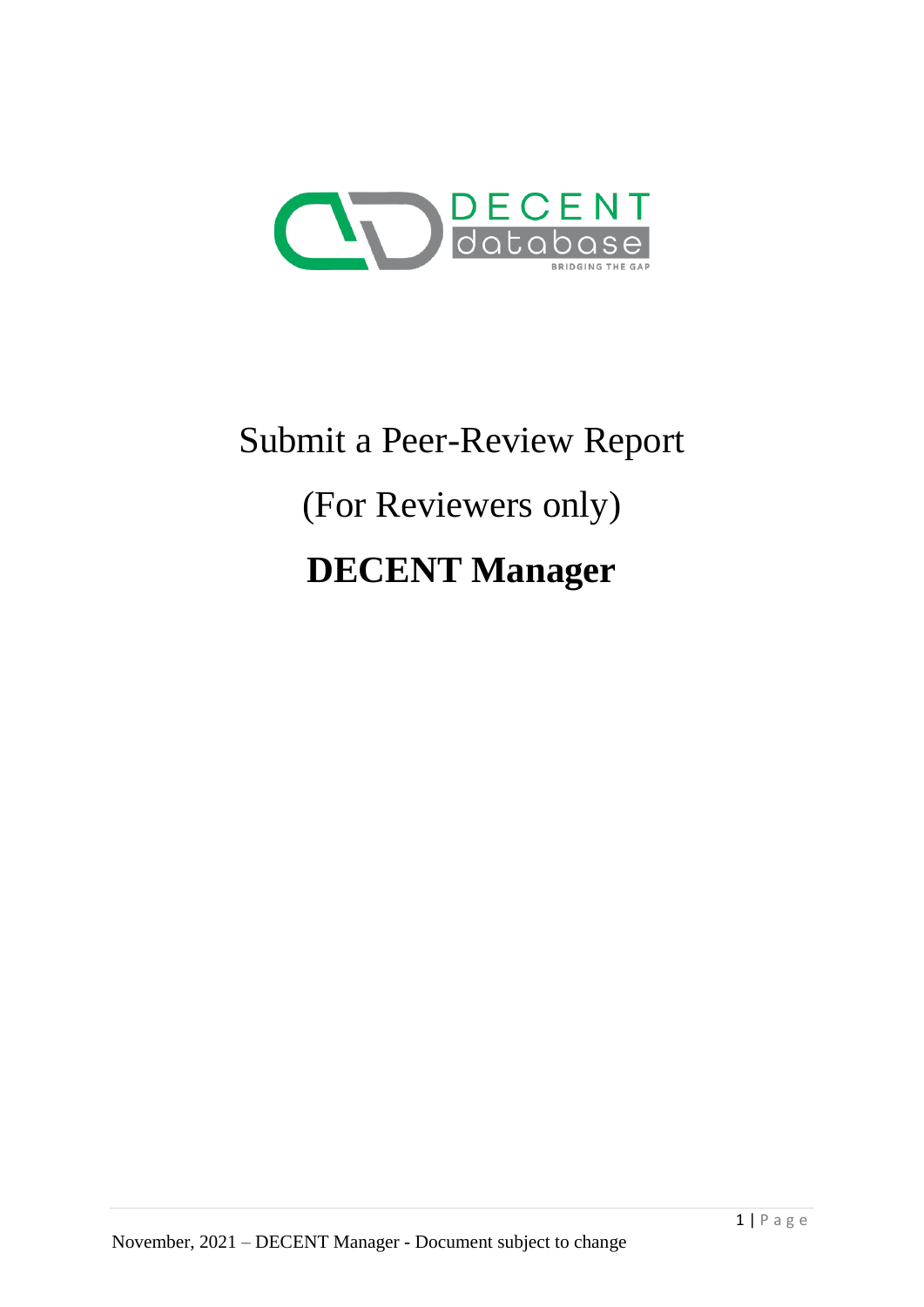# Submit a Peer-Review Report

(For Reviewers only)

**DECENT Manager**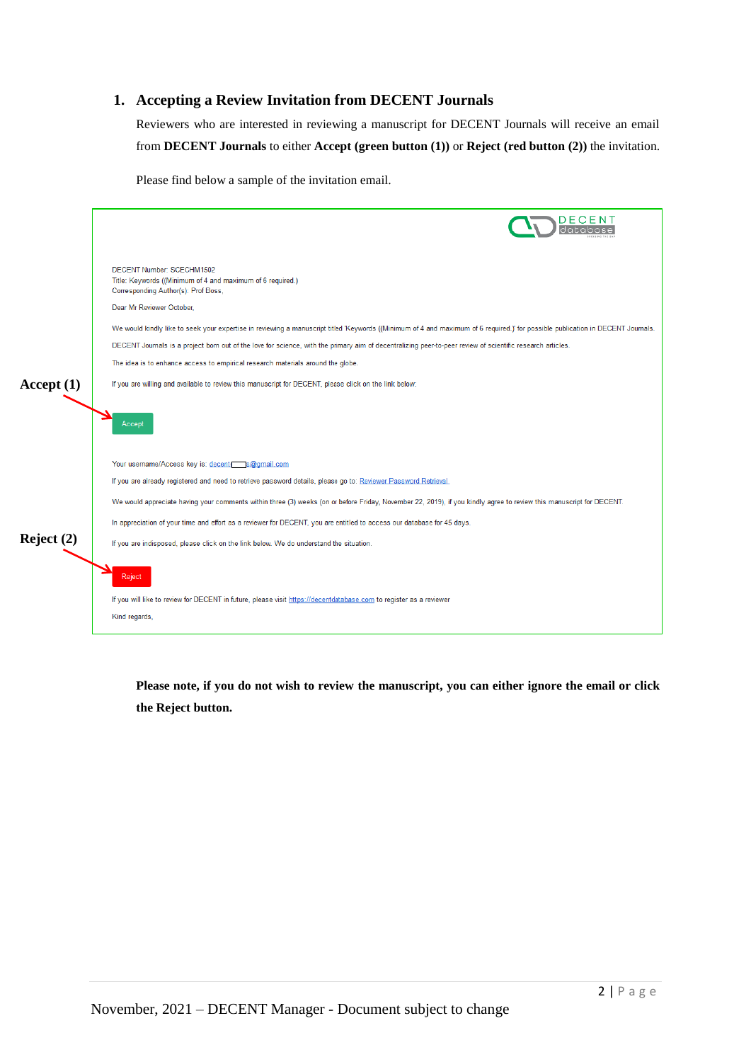## 1. Accepting a Review Invitation from DECENT Journals

Reviewers who are interested in reviewing a manuscript for DECENT Journals will receive an email from **DECENT Journals** to either **Accept (green button (1))** or **Reject (red button (2))** the invitation.

Please find below a sample of the invitation email.

DECENT database

DECENT Number: SCECHM1502
Title: Keywords ((Minimum of 4 and maximum of 6 required.)
Corresponding Author(s): Prof Boss,

Dear Mr Reviewer October,

We would kindly like to seek your expertise in reviewing a manuscript titled 'Keywords ((Minimum of 4 and maximum of 6 required.)' for possible publication in DECENT Journals.

DECENT Journals is a project born out of the love for science, with the primary aim of decentralizing peer-to-peer review of scientific research articles.

The idea is to enhance access to empirical research materials around the globe.

**Accept (1)**

If you are willing and available to review this manuscript for DECENT, please click on the link below:

Accept

Your username/Access key is: decent[ ]s@gmail.com

If you are already registered and need to retrieve password details, please go to: Reviewer Password Retrieval

We would appreciate having your comments within three (3) weeks (on or before Friday, November 22, 2019), if you kindly agree to review this manuscript for DECENT.

In appreciation of your time and effort as a reviewer for DECENT, you are entitled to access our database for 45 days.

**Reject (2)**

If you are indisposed, please click on the link below. We do understand the situation.

Reject

If you will like to review for DECENT in future, please visit https://decentdatabase.com to register as a reviewer

Kind regards,

**Please note, if you do not wish to review the manuscript, you can either ignore the email or click the Reject button.**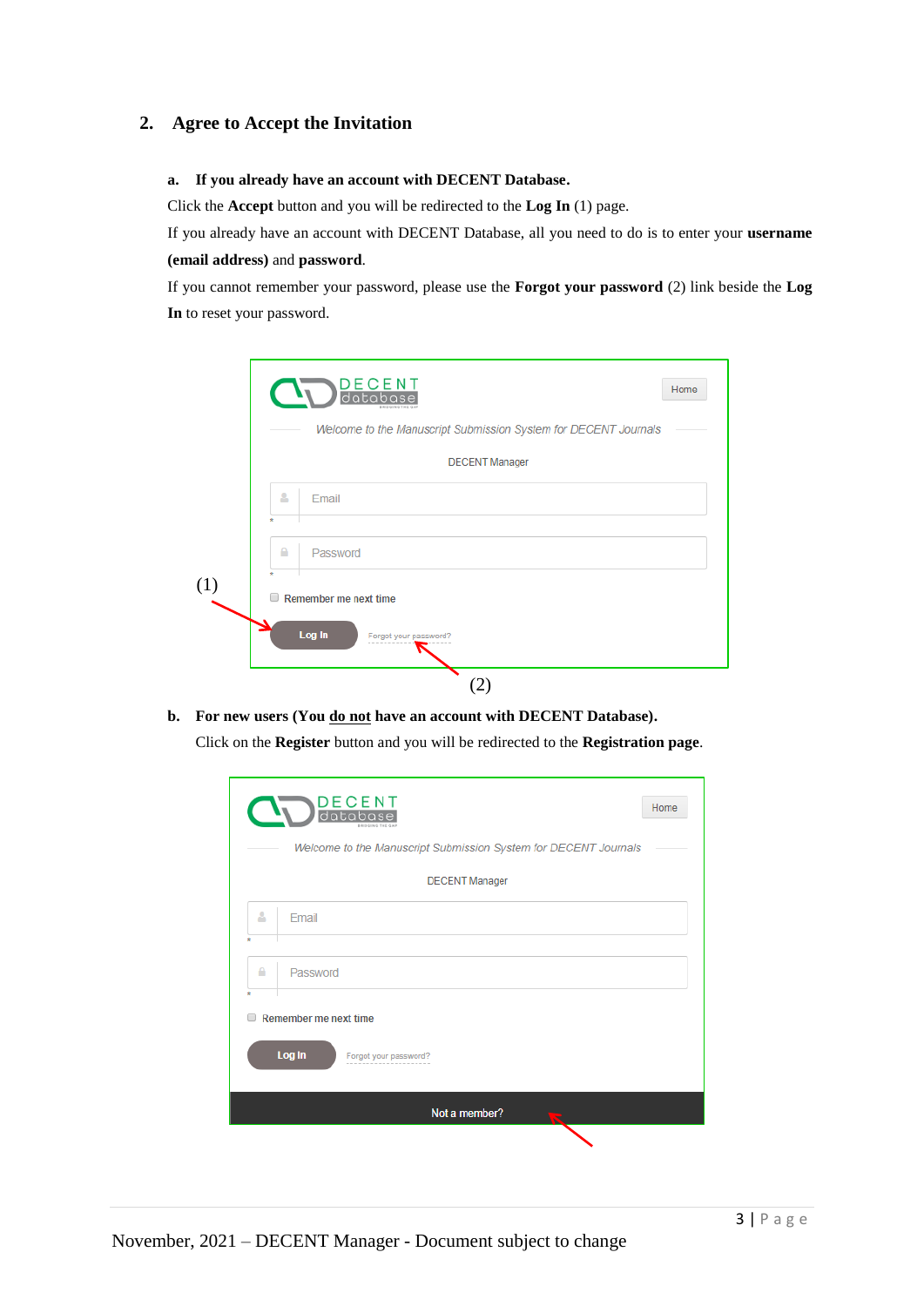## 2. Agree to Accept the Invitation

### a. If you already have an account with DECENT Database.

Click the **Accept** button and you will be redirected to the **Log In** (1) page.

If you already have an account with DECENT Database, all you need to do is to enter your **username (email address)** and **password**.

If you cannot remember your password, please use the **Forgot your password** (2) link beside the **Log In** to reset your password.

### b. For new users (You <u>do not</u> have an account with DECENT Database).

Click on the **Register** button and you will be redirected to the **Registration page**.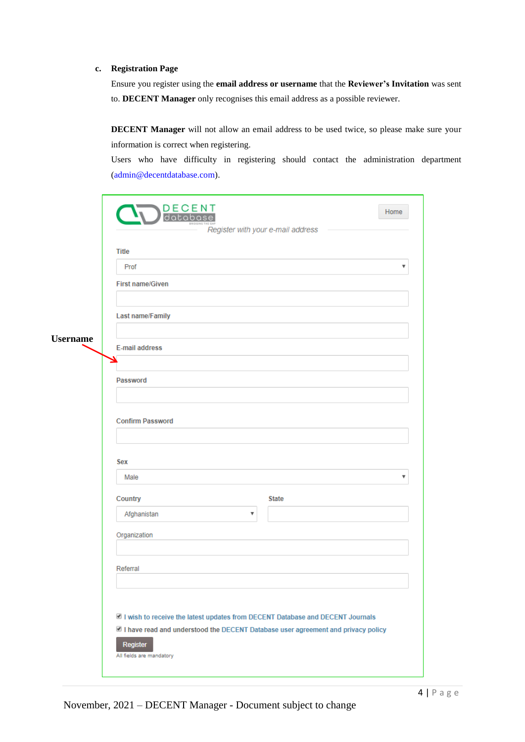### c. Registration Page

Ensure you register using the **email address or username** that the **Reviewer's Invitation** was sent to. **DECENT Manager** only recognises this email address as a possible reviewer.

**DECENT Manager** will not allow an email address to be used twice, so please make sure your information is correct when registering.

Users who have difficulty in registering should contact the administration department (admin@decentdatabase.com).

DECENT database

Register with your e-mail address

Home

Title

Prof

First name/Given

Last name/Family

Username

E-mail address

Password

Confirm Password

Sex

Male

Country

Afghanistan

State

Organization

Referral

I wish to receive the latest updates from DECENT Database and DECENT Journals

I have read and understood the DECENT Database user agreement and privacy policy

Register

All fields are mandatory

November, 2021 – DECENT Manager - Document subject to change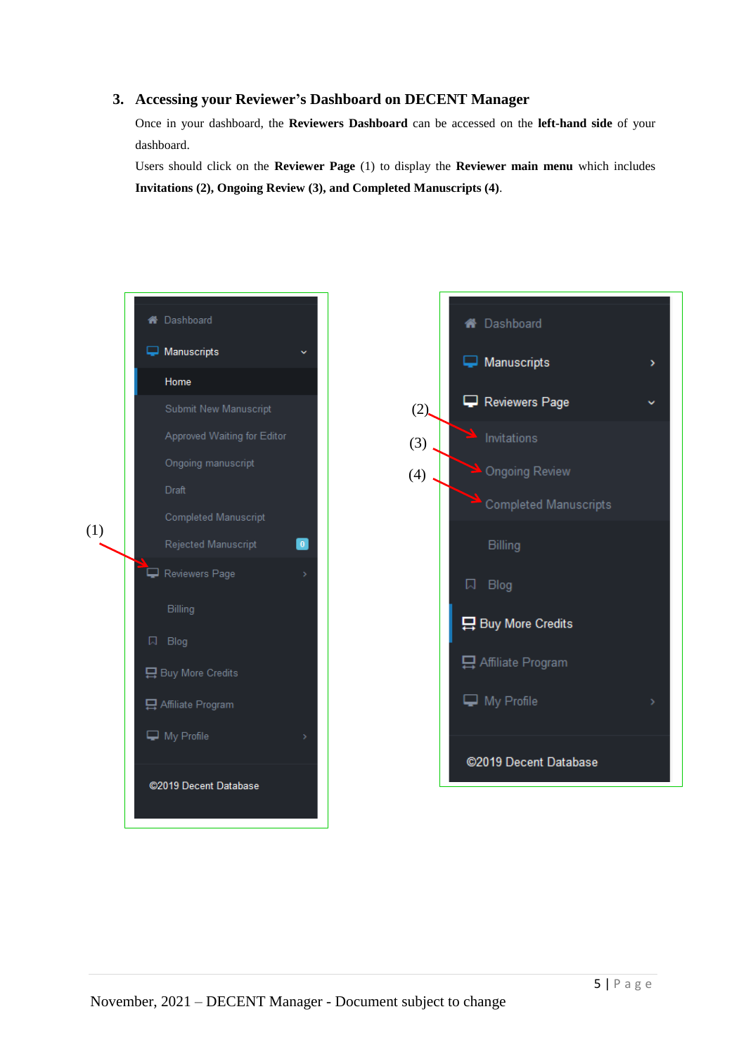### 3. Accessing your Reviewer's Dashboard on DECENT Manager

Once in your dashboard, the **Reviewers Dashboard** can be accessed on the **left-hand side** of your dashboard.

Users should click on the **Reviewer Page** (1) to display the **Reviewer main menu** which includes **Invitations (2), Ongoing Review (3), and Completed Manuscripts (4)**.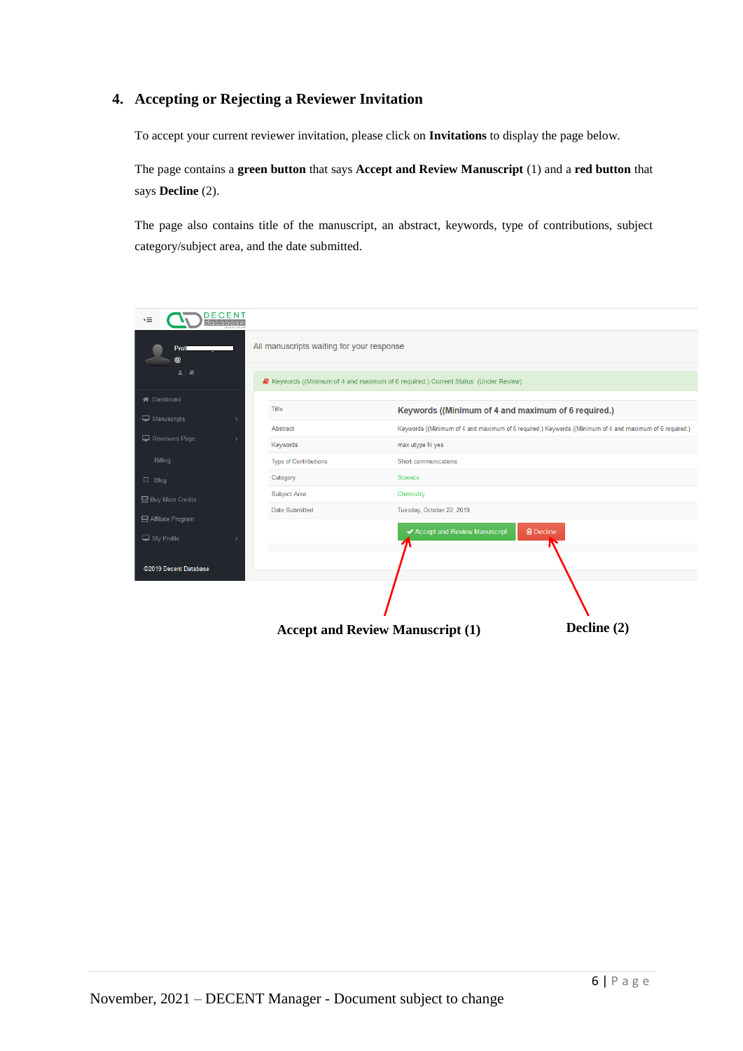## 4. Accepting or Rejecting a Reviewer Invitation

To accept your current reviewer invitation, please click on **Invitations** to display the page below.

The page contains a **green button** that says **Accept and Review Manuscript** (1) and a **red button** that says **Decline** (2).

The page also contains title of the manuscript, an abstract, keywords, type of contributions, subject category/subject area, and the date submitted.

**Accept and Review Manuscript (1)** **Decline (2)**

November, 2021 – DECENT Manager - Document subject to change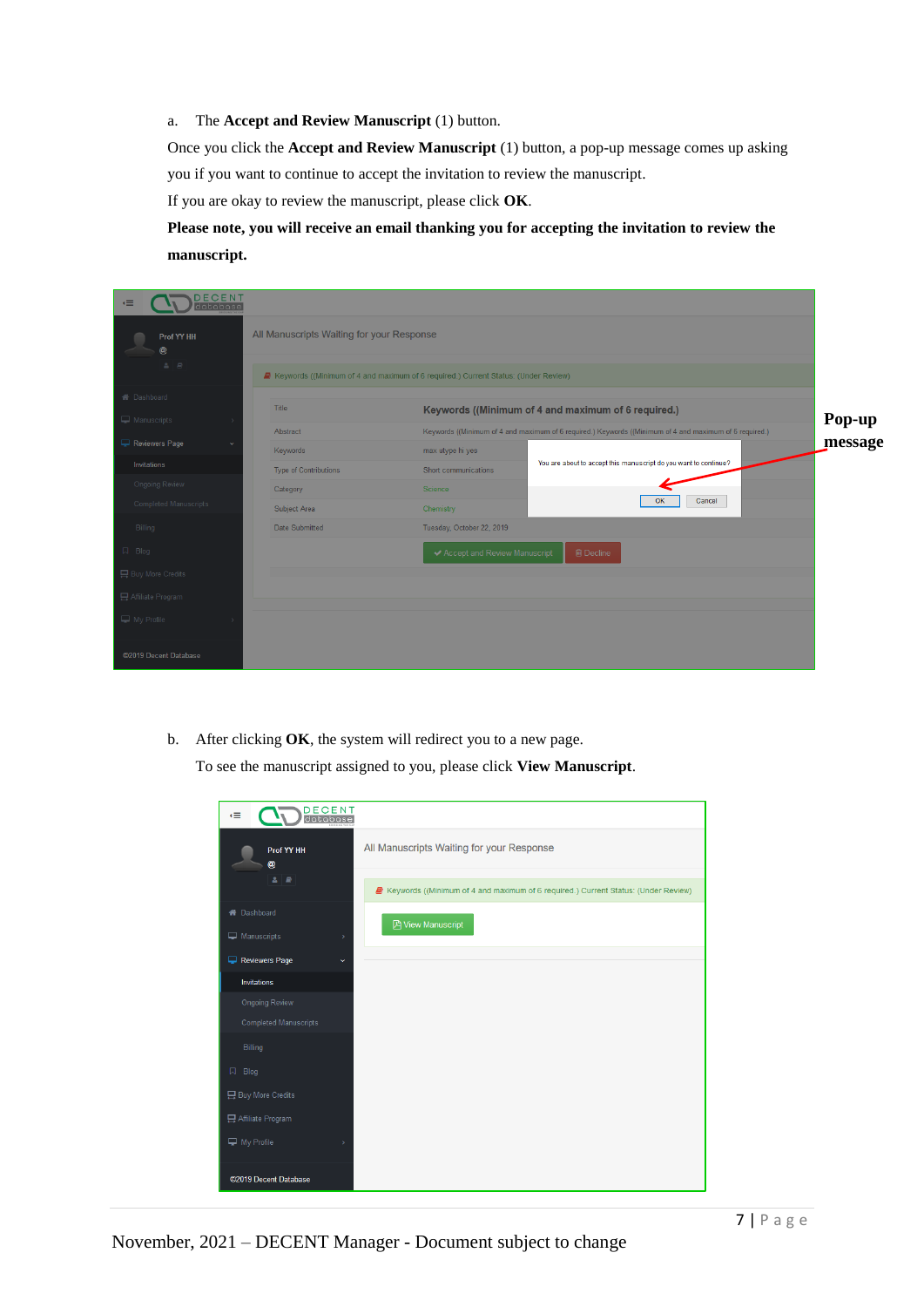a. The **Accept and Review Manuscript** (1) button.

Once you click the **Accept and Review Manuscript** (1) button, a pop-up message comes up asking you if you want to continue to accept the invitation to review the manuscript.

If you are okay to review the manuscript, please click **OK**.

**Please note, you will receive an email thanking you for accepting the invitation to review the manuscript.**

**Pop-up message**

b. After clicking **OK**, the system will redirect you to a new page.

To see the manuscript assigned to you, please click **View Manuscript**.

November, 2021 – DECENT Manager - Document subject to change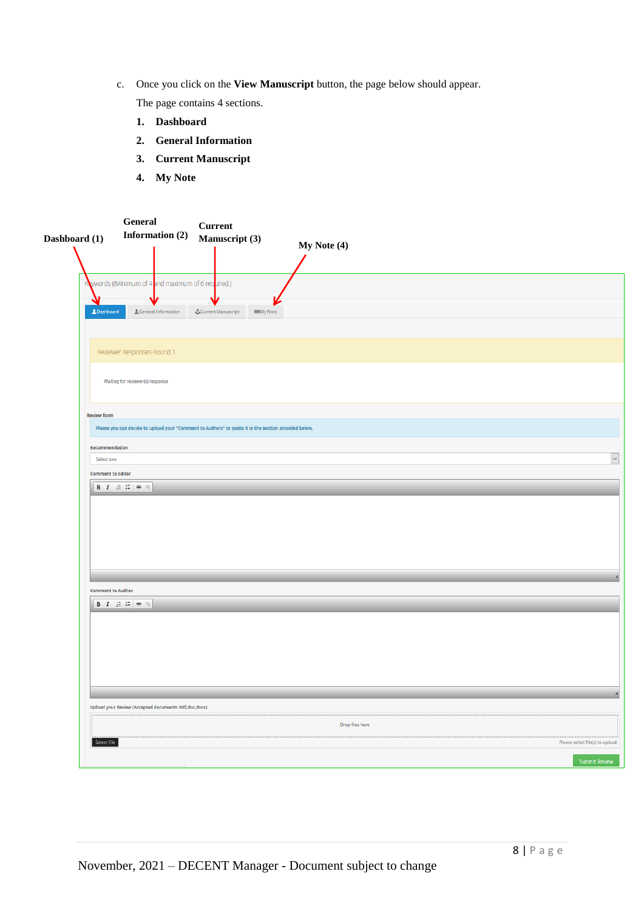c. Once you click on the **View Manuscript** button, the page below should appear.

The page contains 4 sections.

1. **Dashboard**
2. **General Information**
3. **Current Manuscript**
4. **My Note**

**Dashboard (1)** **General Information (2)** **Current Manuscript (3)** **My Note (4)**

Keywords ((Minimum of 4 and maximum of 6 required.)

Dashboard | General Information | Current Manuscript | My Note

Reviewer Responses Round 1

Waiting for reviewer(s) response

Review form

Please you can decide to upload your "Comment to Authors" or paste it in the section provided below.

Recommendation

Select one

Comment to Editor

Comment to Author

Upload your Review (Accepted documents: Pdf,doc,docx)

Drop files here

Select File

Please select file(s) to upload.

Submit Review

November, 2021 – DECENT Manager - Document subject to change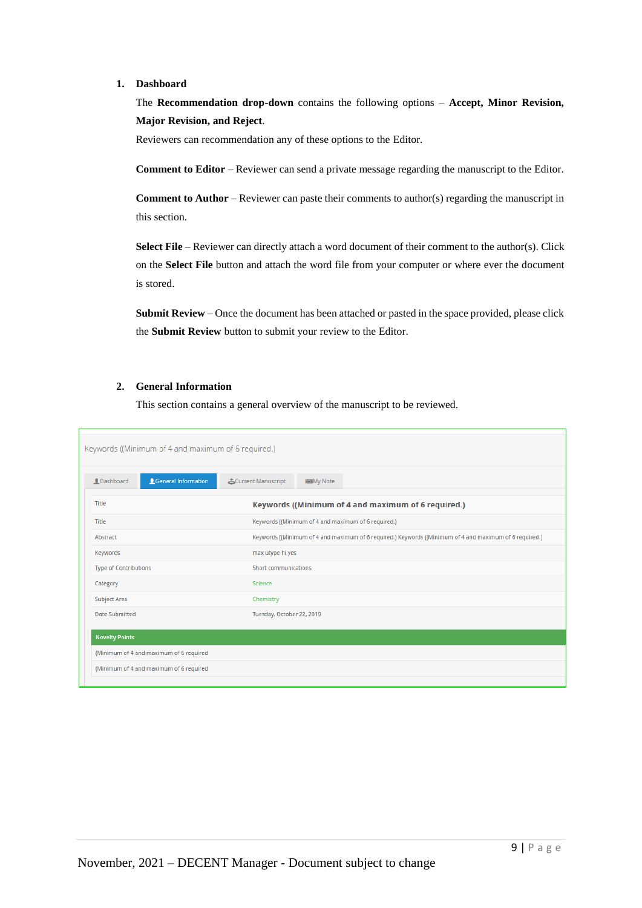1. **Dashboard**

   The **Recommendation drop-down** contains the following options – **Accept, Minor Revision, Major Revision, and Reject**.

   Reviewers can recommendation any of these options to the Editor.

   **Comment to Editor** – Reviewer can send a private message regarding the manuscript to the Editor.

   **Comment to Author** – Reviewer can paste their comments to author(s) regarding the manuscript in this section.

   **Select File** – Reviewer can directly attach a word document of their comment to the author(s). Click on the **Select File** button and attach the word file from your computer or where ever the document is stored.

   **Submit Review** – Once the document has been attached or pasted in the space provided, please click the **Submit Review** button to submit your review to the Editor.

2. **General Information**

   This section contains a general overview of the manuscript to be reviewed.

Keywords ((Minimum of 4 and maximum of 6 required.)

Dashboard | General Information | Current Manuscript | My Note

| Title | **Keywords ((Minimum of 4 and maximum of 6 required.)** |
|---|---|
| Title | Keywords ((Minimum of 4 and maximum of 6 required.) |
| Abstract | Keywords ((Minimum of 4 and maximum of 6 required.) Keywords ((Minimum of 4 and maximum of 6 required.) |
| Keywords | max utype hi yes |
| Type of Contributions | Short communications |
| Category | Science |
| Subject Area | Chemistry |
| Date Submitted | Tuesday, October 22, 2019 |

| Novelty Points |
|---|
| (Minimum of 4 and maximum of 6 required |
| (Minimum of 4 and maximum of 6 required |

November, 2021 – DECENT Manager - Document subject to change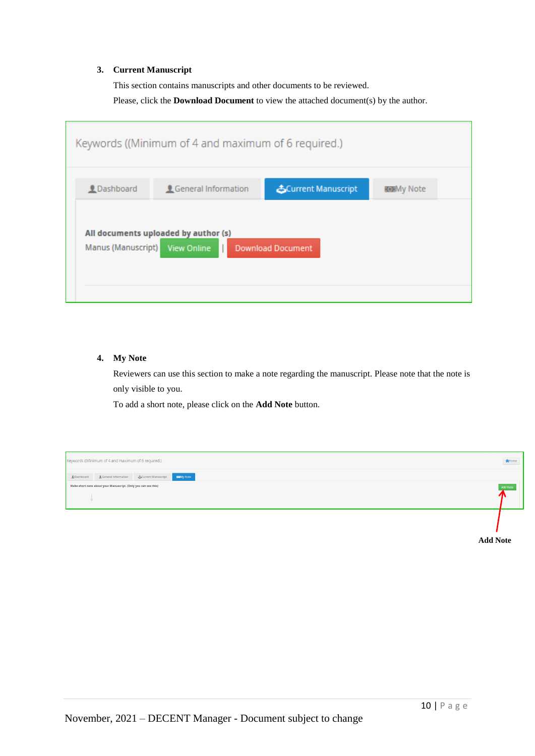3. **Current Manuscript**

   This section contains manuscripts and other documents to be reviewed.

   Please, click the **Download Document** to view the attached document(s) by the author.

4. **My Note**

   Reviewers can use this section to make a note regarding the manuscript. Please note that the note is only visible to you.

   To add a short note, please click on the **Add Note** button.

**Add Note**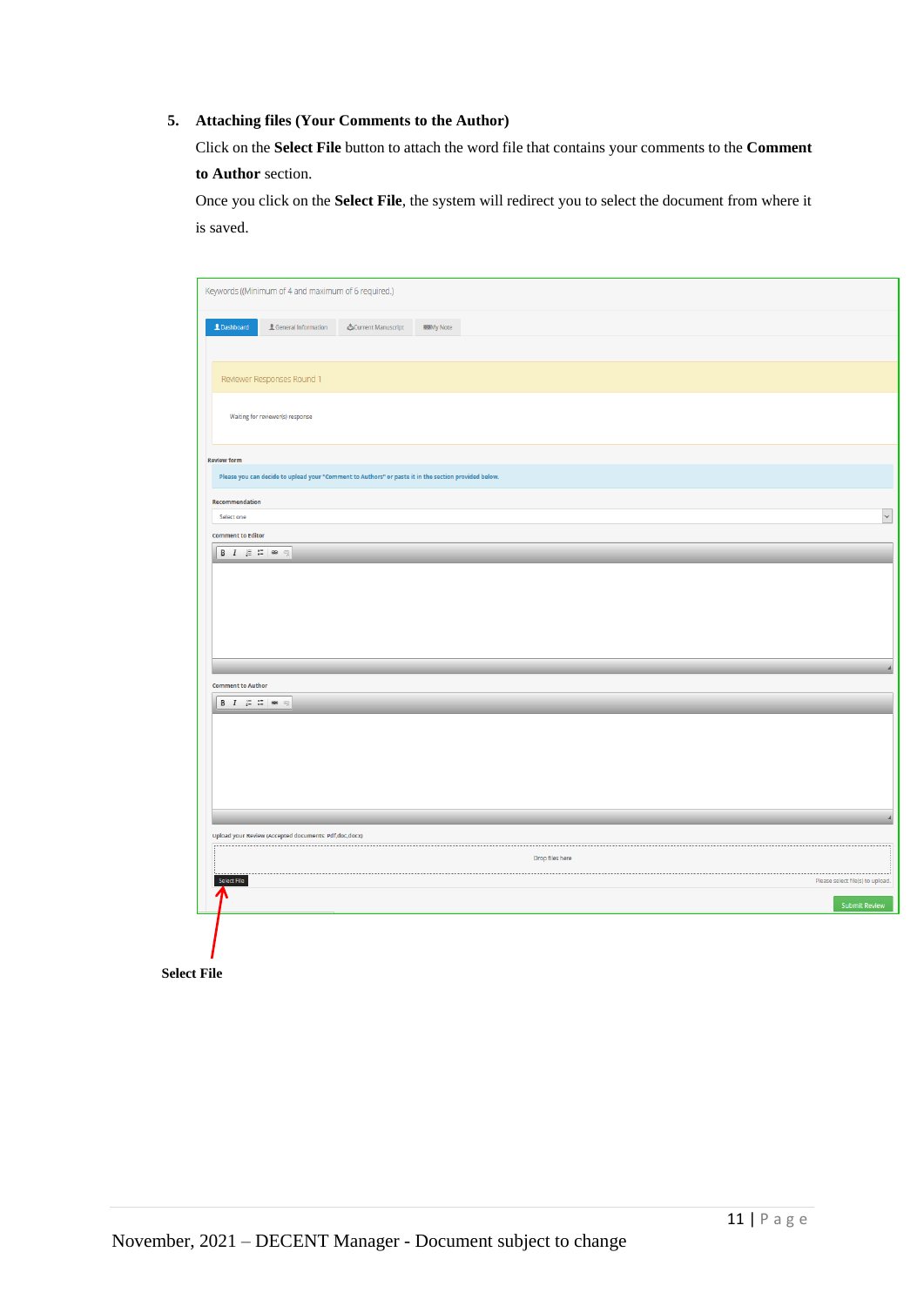5. **Attaching files (Your Comments to the Author)**

   Click on the **Select File** button to attach the word file that contains your comments to the **Comment to Author** section.

   Once you click on the **Select File**, the system will redirect you to select the document from where it is saved.

**Select File**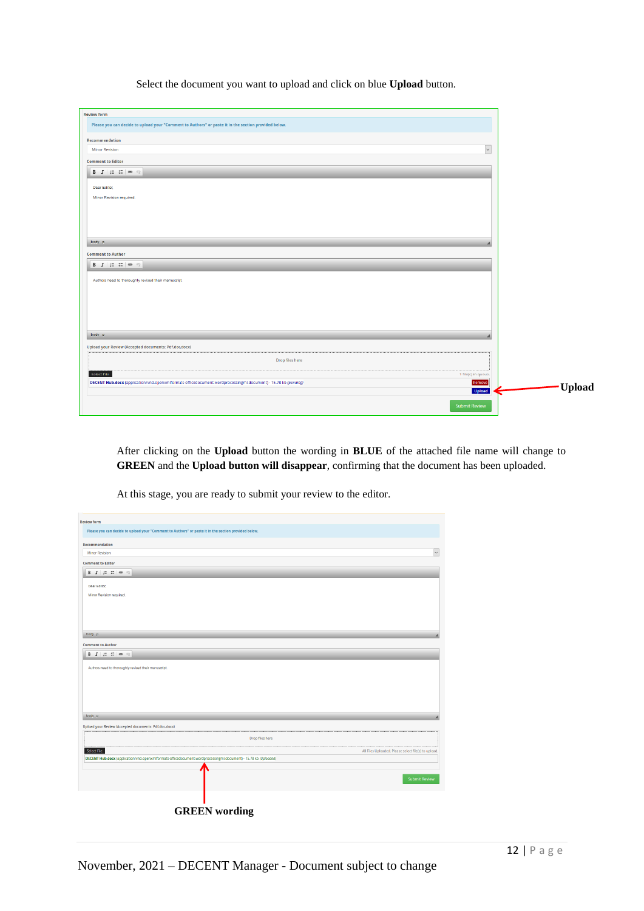Select the document you want to upload and click on blue **Upload** button.

**Upload**

After clicking on the **Upload** button the wording in **BLUE** of the attached file name will change to **GREEN** and the **Upload button will disappear**, confirming that the document has been uploaded.

At this stage, you are ready to submit your review to the editor.

**GREEN wording**

November, 2021 – DECENT Manager - Document subject to change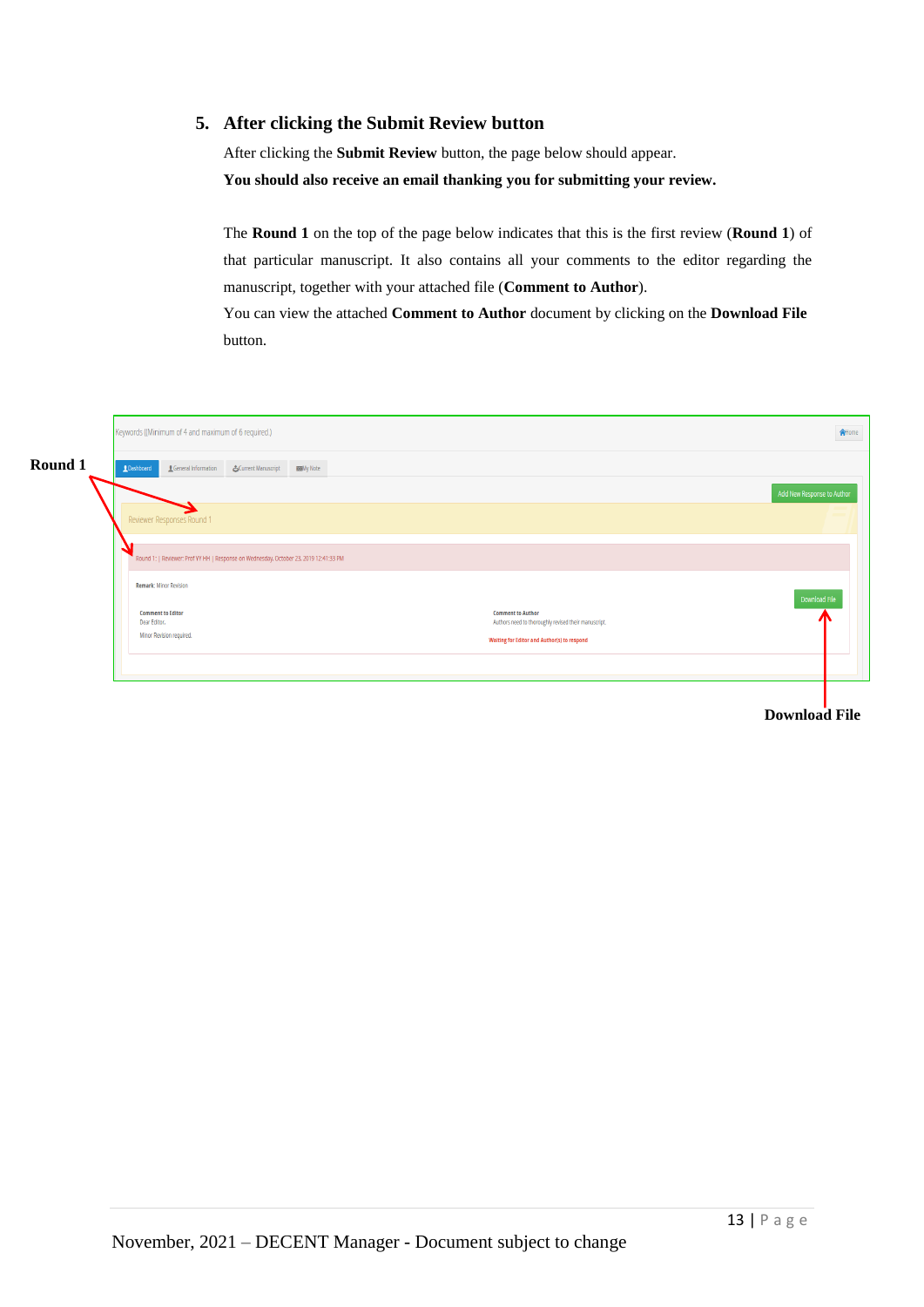## 5. After clicking the Submit Review button

After clicking the **Submit Review** button, the page below should appear.

**You should also receive an email thanking you for submitting your review.**

The **Round 1** on the top of the page below indicates that this is the first review (**Round 1**) of that particular manuscript. It also contains all your comments to the editor regarding the manuscript, together with your attached file (**Comment to Author**).

You can view the attached **Comment to Author** document by clicking on the **Download File** button.

Keywords ((Minimum of 4 and maximum of 6 required.)

Home

Round 1

Dashboard | General Information | Current Manuscript | My Note

Add New Response to Author

Reviewer Responses Round 1

Round 1: | Reviewer: Prof VY HH | Response on Wednesday, October 23, 2019 12:41:33 PM

Remark: Minor Revision

Download File

Comment to Editor
Dear Editor,
Minor Revision required.

Comment to Author
Authors need to thoroughly revised their manuscript.

Waiting for Editor and Author(s) to respond

Download File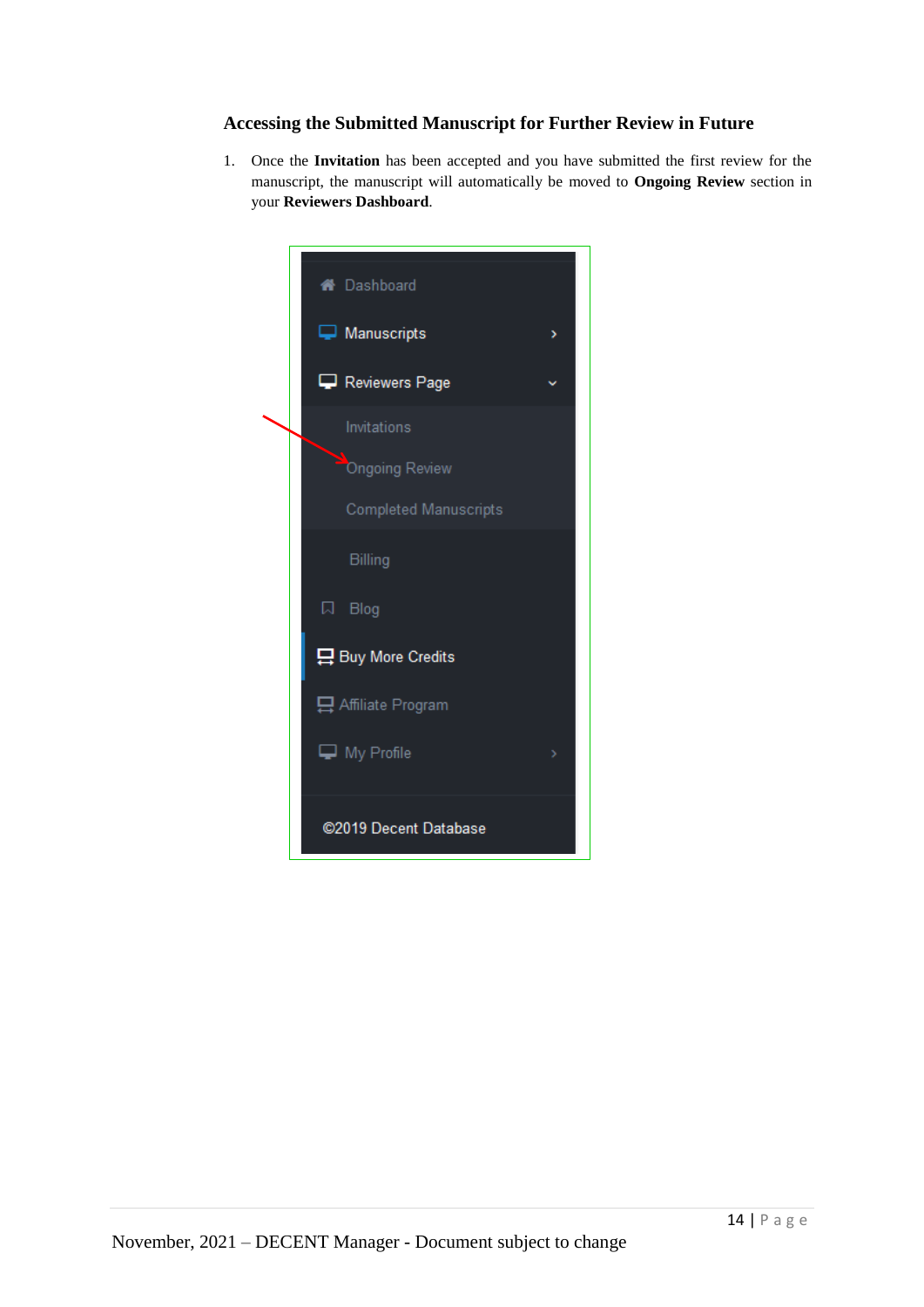### Accessing the Submitted Manuscript for Further Review in Future

1. Once the **Invitation** has been accepted and you have submitted the first review for the manuscript, the manuscript will automatically be moved to **Ongoing Review** section in your **Reviewers Dashboard**.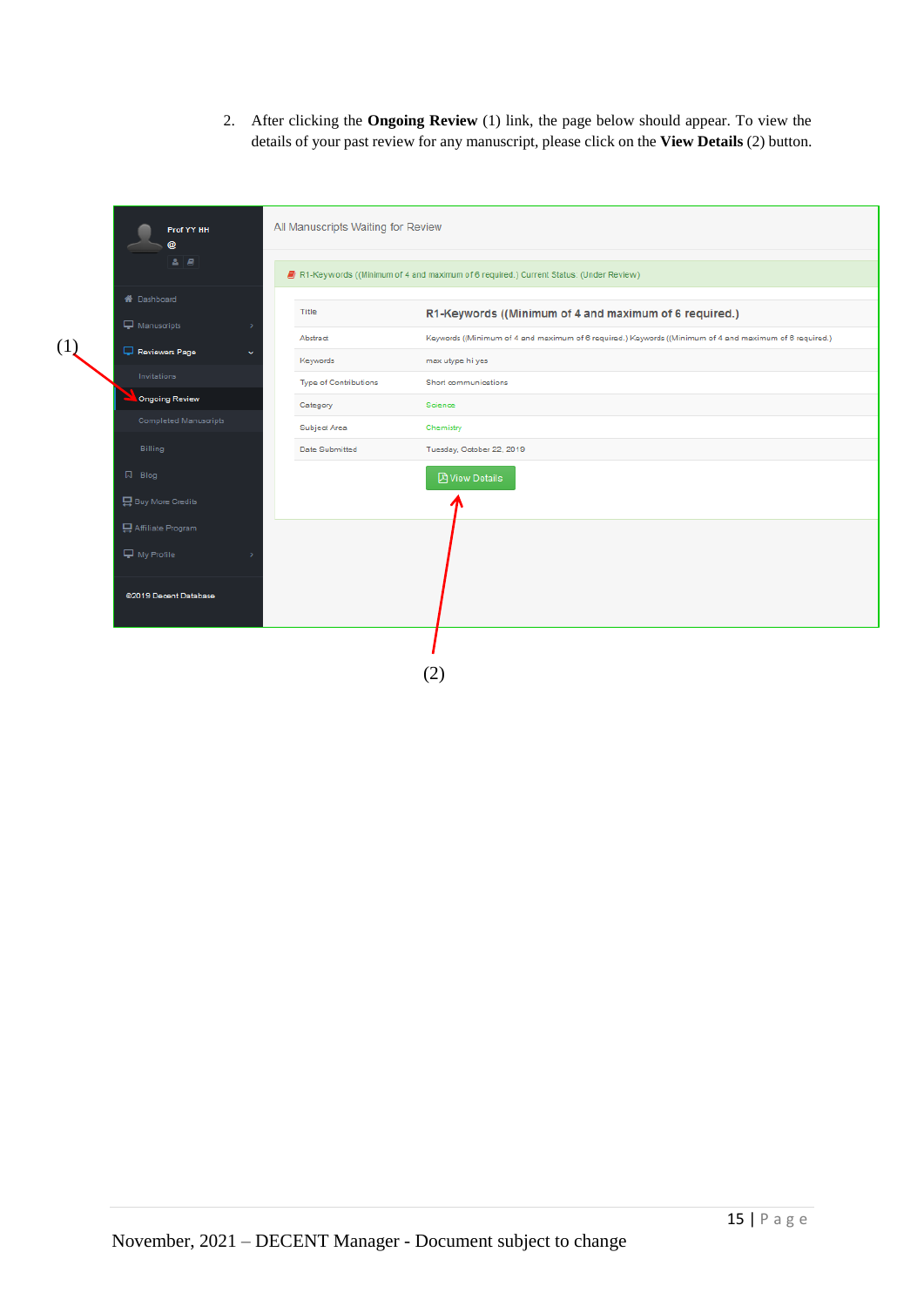2. After clicking the **Ongoing Review** (1) link, the page below should appear. To view the details of your past review for any manuscript, please click on the **View Details** (2) button.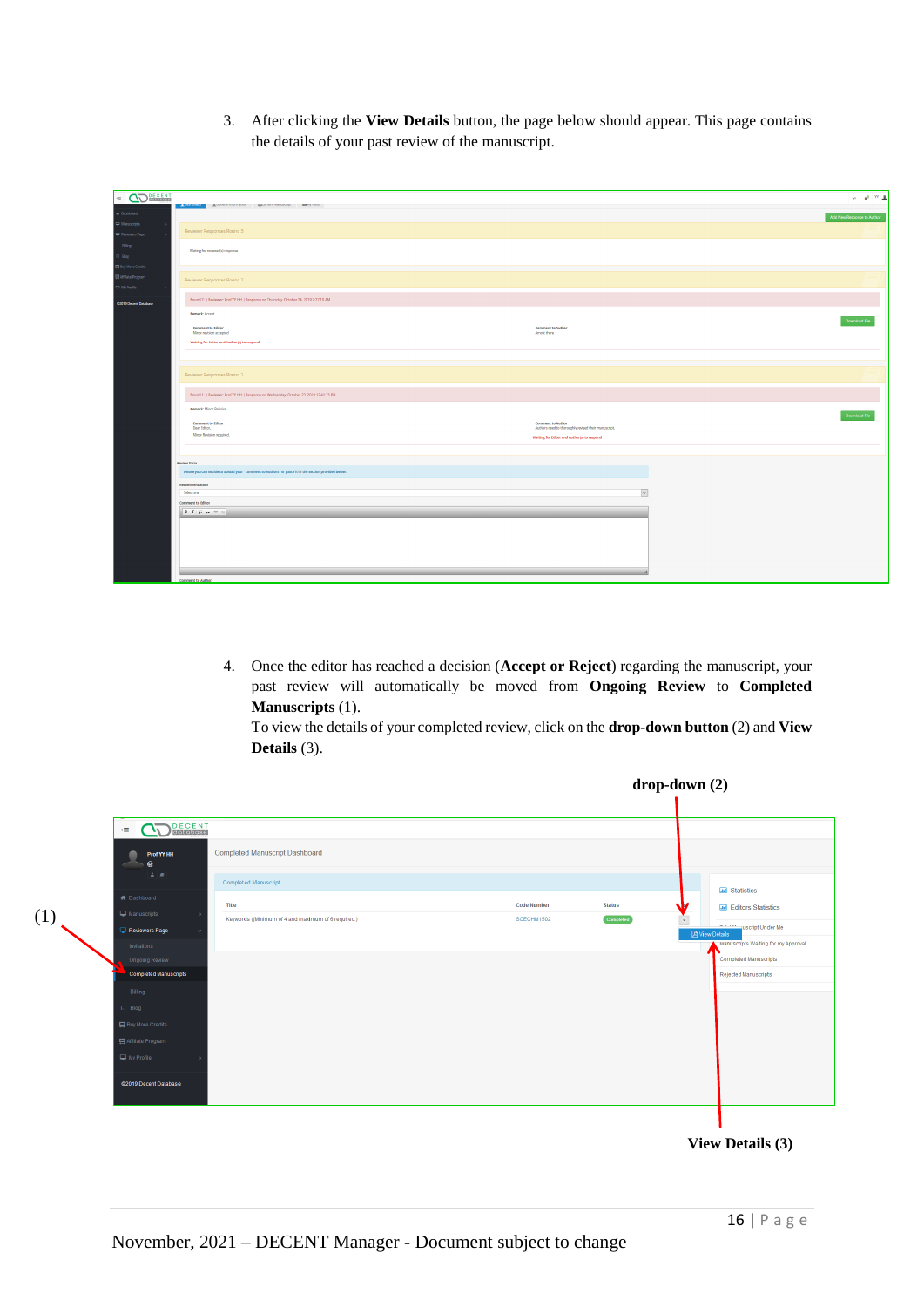3. After clicking the **View Details** button, the page below should appear. This page contains the details of your past review of the manuscript.

4. Once the editor has reached a decision (**Accept or Reject**) regarding the manuscript, your past review will automatically be moved from **Ongoing Review** to **Completed Manuscripts** (1).
   To view the details of your completed review, click on the **drop-down button** (2) and **View Details** (3).

**drop-down (2)**

(1)

**View Details (3)**

November, 2021 – DECENT Manager - Document subject to change